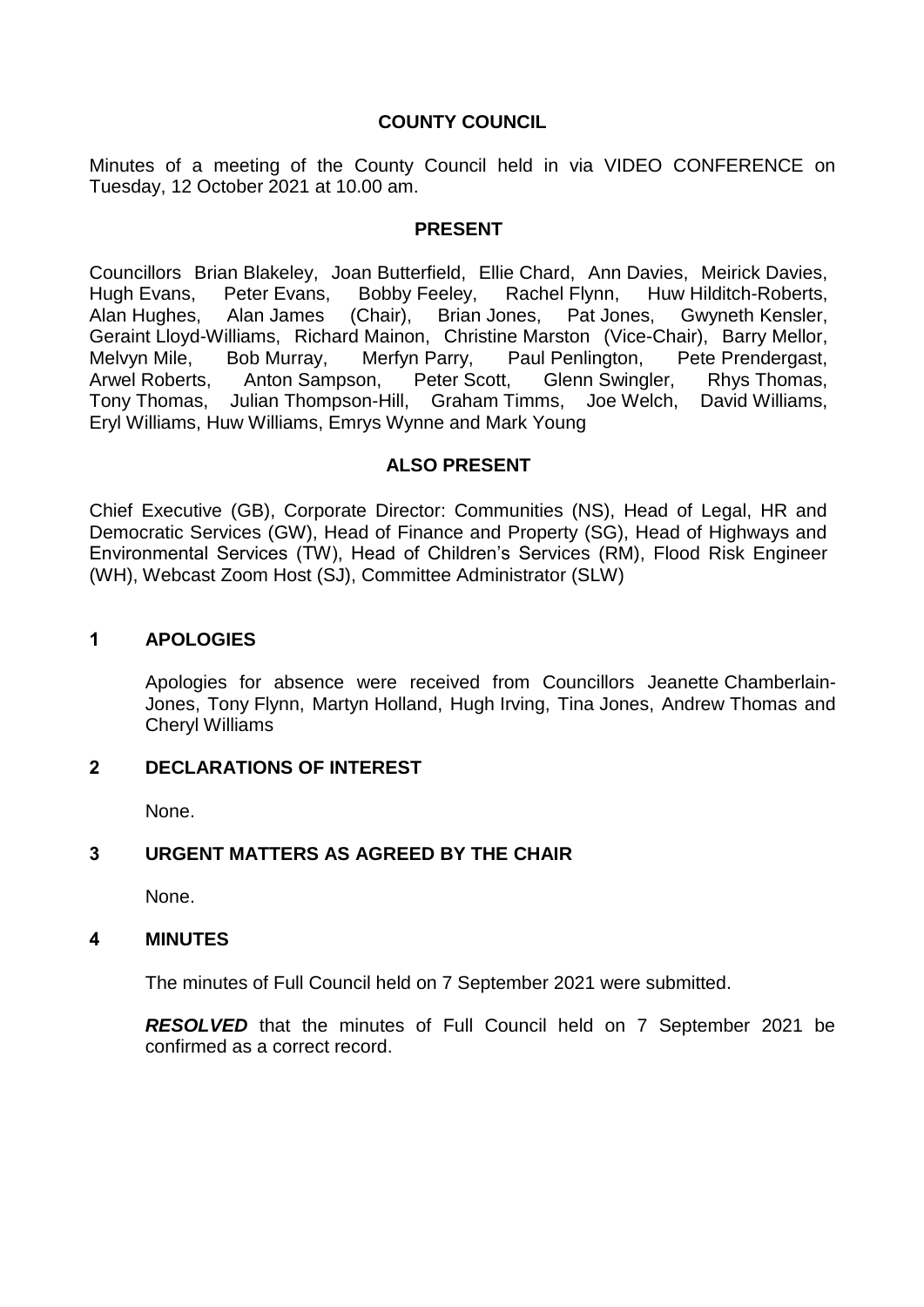# COUNTY COUNCIL

Minutes of a meeting of the County Council held in via VIDEO CONFERENCE on Tuesday, 12 October 2021 at 10.00 am.

## PRESENT

Councillors Brian Blakeley, Joan Butterfield, Ellie Chard, Ann Davies, Meirick Davies, Hugh Evans, Peter Evans, Bobby Feeley, Rachel Flynn, Huw Hilditch-Roberts, Alan Hughes, Alan James (Chair), Brian Jones, Pat Jones, Gwyneth Kensler, Geraint Lloyd-Williams, Richard Mainon, Christine Marston (Vice-Chair), Barry Mellor, Melvyn Mile, Bob Murray, Merfyn Parry, Paul Penlington, Pete Prendergast, Arwel Roberts, Anton Sampson, Peter Scott, Glenn Swingler, Rhys Thomas, Tony Thomas, Julian Thompson-Hill, Graham Timms, Joe Welch, David Williams, Eryl Williams, Huw Williams, Emrys Wynne and Mark Young

## ALSO PRESENT

Chief Executive (GB), Corporate Director: Communities (NS), Head of Legal, HR and Democratic Services (GW), Head of Finance and Property (SG), Head of Highways and Environmental Services (TW), Head of Children's Services (RM), Flood Risk Engineer (WH), Webcast Zoom Host (SJ), Committee Administrator (SLW)

## 1 APOLOGIES

Apologies for absence were received from Councillors Jeanette Chamberlain-Jones, Tony Flynn, Martyn Holland, Hugh Irving, Tina Jones, Andrew Thomas and Cheryl Williams

## 2 DECLARATIONS OF INTEREST

None.

## 3 URGENT MATTERS AS AGREED BY THE CHAIR

None.

## 4 MINUTES

The minutes of Full Council held on 7 September 2021 were submitted.

***RESOLVED*** that the minutes of Full Council held on 7 September 2021 be confirmed as a correct record.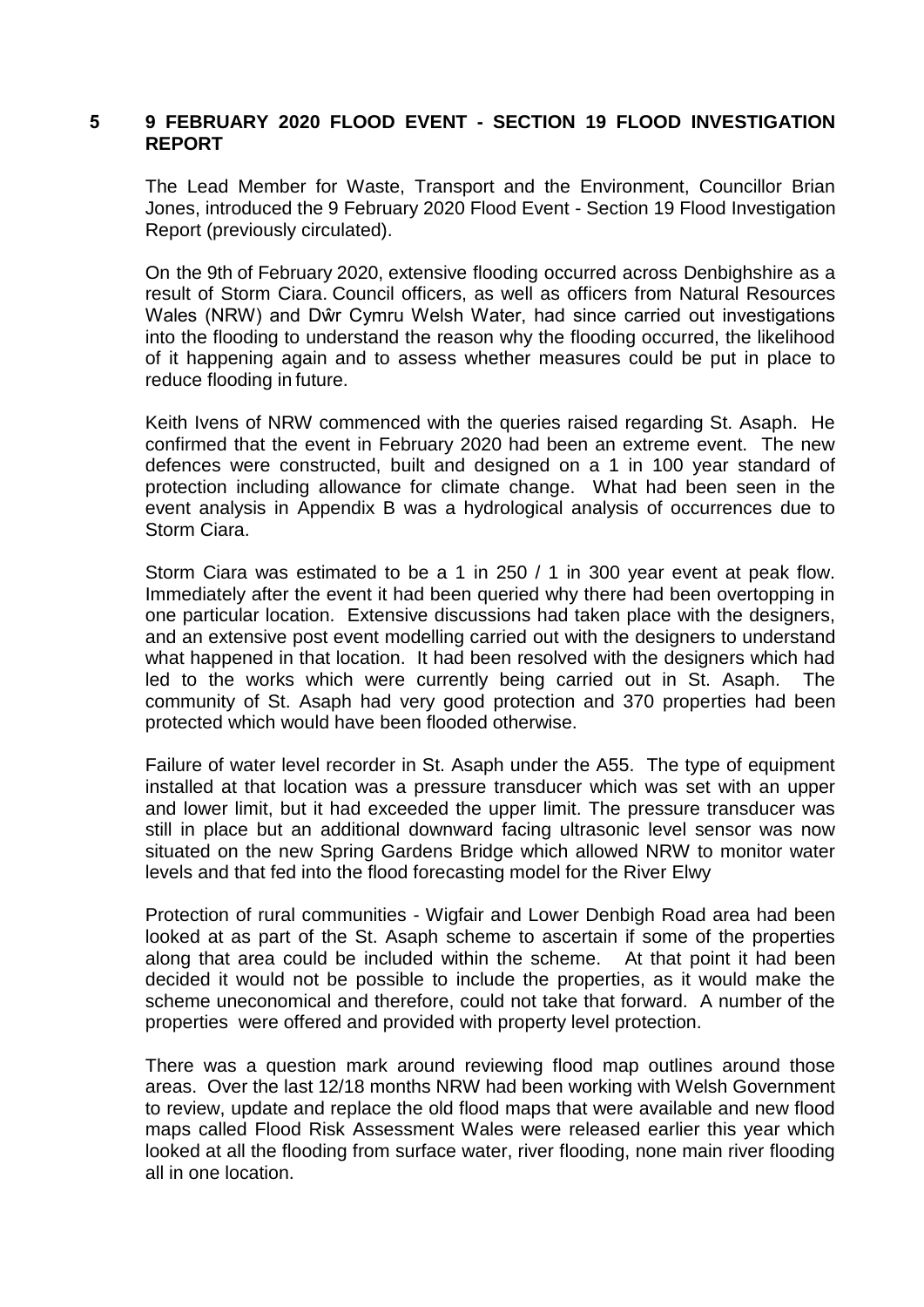## 5 9 FEBRUARY 2020 FLOOD EVENT - SECTION 19 FLOOD INVESTIGATION REPORT

The Lead Member for Waste, Transport and the Environment, Councillor Brian Jones, introduced the 9 February 2020 Flood Event - Section 19 Flood Investigation Report (previously circulated).

On the 9th of February 2020, extensive flooding occurred across Denbighshire as a result of Storm Ciara. Council officers, as well as officers from Natural Resources Wales (NRW) and Dŵr Cymru Welsh Water, had since carried out investigations into the flooding to understand the reason why the flooding occurred, the likelihood of it happening again and to assess whether measures could be put in place to reduce flooding in future.

Keith Ivens of NRW commenced with the queries raised regarding St. Asaph. He confirmed that the event in February 2020 had been an extreme event. The new defences were constructed, built and designed on a 1 in 100 year standard of protection including allowance for climate change. What had been seen in the event analysis in Appendix B was a hydrological analysis of occurrences due to Storm Ciara.

Storm Ciara was estimated to be a 1 in 250 / 1 in 300 year event at peak flow. Immediately after the event it had been queried why there had been overtopping in one particular location. Extensive discussions had taken place with the designers, and an extensive post event modelling carried out with the designers to understand what happened in that location. It had been resolved with the designers which had led to the works which were currently being carried out in St. Asaph. The community of St. Asaph had very good protection and 370 properties had been protected which would have been flooded otherwise.

Failure of water level recorder in St. Asaph under the A55. The type of equipment installed at that location was a pressure transducer which was set with an upper and lower limit, but it had exceeded the upper limit. The pressure transducer was still in place but an additional downward facing ultrasonic level sensor was now situated on the new Spring Gardens Bridge which allowed NRW to monitor water levels and that fed into the flood forecasting model for the River Elwy

Protection of rural communities - Wigfair and Lower Denbigh Road area had been looked at as part of the St. Asaph scheme to ascertain if some of the properties along that area could be included within the scheme. At that point it had been decided it would not be possible to include the properties, as it would make the scheme uneconomical and therefore, could not take that forward. A number of the properties were offered and provided with property level protection.

There was a question mark around reviewing flood map outlines around those areas. Over the last 12/18 months NRW had been working with Welsh Government to review, update and replace the old flood maps that were available and new flood maps called Flood Risk Assessment Wales were released earlier this year which looked at all the flooding from surface water, river flooding, none main river flooding all in one location.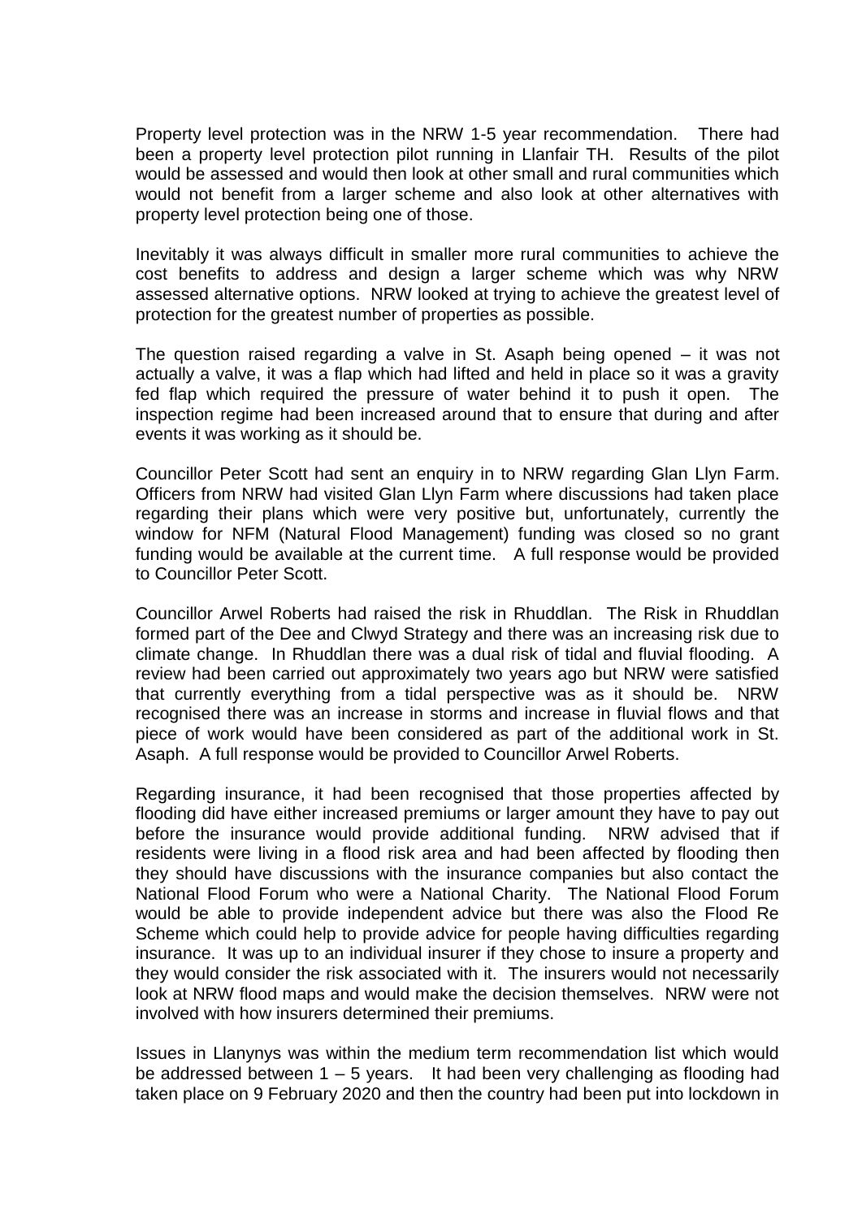Property level protection was in the NRW 1-5 year recommendation. There had been a property level protection pilot running in Llanfair TH. Results of the pilot would be assessed and would then look at other small and rural communities which would not benefit from a larger scheme and also look at other alternatives with property level protection being one of those.

Inevitably it was always difficult in smaller more rural communities to achieve the cost benefits to address and design a larger scheme which was why NRW assessed alternative options. NRW looked at trying to achieve the greatest level of protection for the greatest number of properties as possible.

The question raised regarding a valve in St. Asaph being opened – it was not actually a valve, it was a flap which had lifted and held in place so it was a gravity fed flap which required the pressure of water behind it to push it open. The inspection regime had been increased around that to ensure that during and after events it was working as it should be.

Councillor Peter Scott had sent an enquiry in to NRW regarding Glan Llyn Farm. Officers from NRW had visited Glan Llyn Farm where discussions had taken place regarding their plans which were very positive but, unfortunately, currently the window for NFM (Natural Flood Management) funding was closed so no grant funding would be available at the current time. A full response would be provided to Councillor Peter Scott.

Councillor Arwel Roberts had raised the risk in Rhuddlan. The Risk in Rhuddlan formed part of the Dee and Clwyd Strategy and there was an increasing risk due to climate change. In Rhuddlan there was a dual risk of tidal and fluvial flooding. A review had been carried out approximately two years ago but NRW were satisfied that currently everything from a tidal perspective was as it should be. NRW recognised there was an increase in storms and increase in fluvial flows and that piece of work would have been considered as part of the additional work in St. Asaph. A full response would be provided to Councillor Arwel Roberts.

Regarding insurance, it had been recognised that those properties affected by flooding did have either increased premiums or larger amount they have to pay out before the insurance would provide additional funding. NRW advised that if residents were living in a flood risk area and had been affected by flooding then they should have discussions with the insurance companies but also contact the National Flood Forum who were a National Charity. The National Flood Forum would be able to provide independent advice but there was also the Flood Re Scheme which could help to provide advice for people having difficulties regarding insurance. It was up to an individual insurer if they chose to insure a property and they would consider the risk associated with it. The insurers would not necessarily look at NRW flood maps and would make the decision themselves. NRW were not involved with how insurers determined their premiums.

Issues in Llanynys was within the medium term recommendation list which would be addressed between 1 – 5 years. It had been very challenging as flooding had taken place on 9 February 2020 and then the country had been put into lockdown in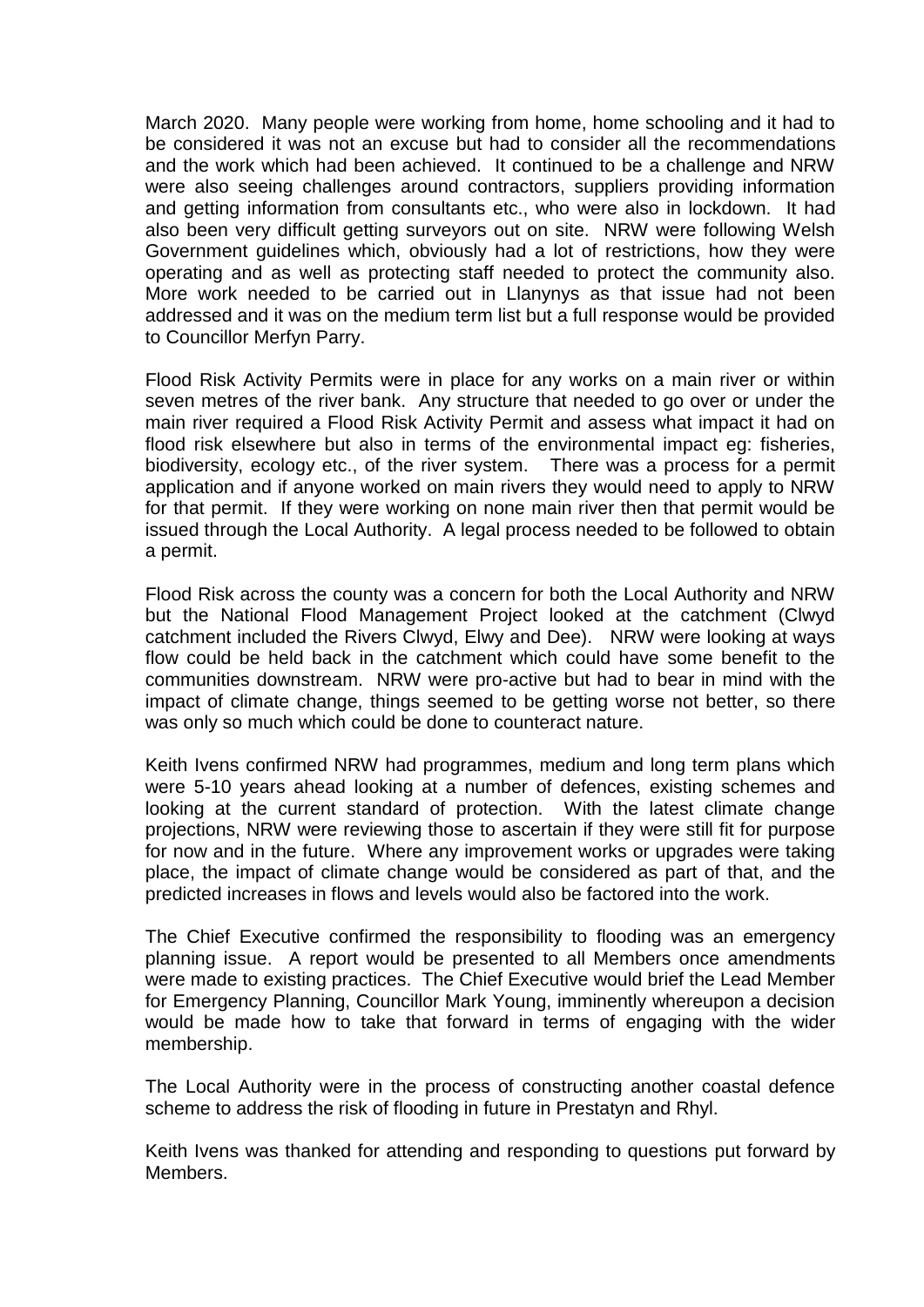March 2020. Many people were working from home, home schooling and it had to be considered it was not an excuse but had to consider all the recommendations and the work which had been achieved. It continued to be a challenge and NRW were also seeing challenges around contractors, suppliers providing information and getting information from consultants etc., who were also in lockdown. It had also been very difficult getting surveyors out on site. NRW were following Welsh Government guidelines which, obviously had a lot of restrictions, how they were operating and as well as protecting staff needed to protect the community also. More work needed to be carried out in Llanynys as that issue had not been addressed and it was on the medium term list but a full response would be provided to Councillor Merfyn Parry.

Flood Risk Activity Permits were in place for any works on a main river or within seven metres of the river bank. Any structure that needed to go over or under the main river required a Flood Risk Activity Permit and assess what impact it had on flood risk elsewhere but also in terms of the environmental impact eg: fisheries, biodiversity, ecology etc., of the river system. There was a process for a permit application and if anyone worked on main rivers they would need to apply to NRW for that permit. If they were working on none main river then that permit would be issued through the Local Authority. A legal process needed to be followed to obtain a permit.

Flood Risk across the county was a concern for both the Local Authority and NRW but the National Flood Management Project looked at the catchment (Clwyd catchment included the Rivers Clwyd, Elwy and Dee). NRW were looking at ways flow could be held back in the catchment which could have some benefit to the communities downstream. NRW were pro-active but had to bear in mind with the impact of climate change, things seemed to be getting worse not better, so there was only so much which could be done to counteract nature.

Keith Ivens confirmed NRW had programmes, medium and long term plans which were 5-10 years ahead looking at a number of defences, existing schemes and looking at the current standard of protection. With the latest climate change projections, NRW were reviewing those to ascertain if they were still fit for purpose for now and in the future. Where any improvement works or upgrades were taking place, the impact of climate change would be considered as part of that, and the predicted increases in flows and levels would also be factored into the work.

The Chief Executive confirmed the responsibility to flooding was an emergency planning issue. A report would be presented to all Members once amendments were made to existing practices. The Chief Executive would brief the Lead Member for Emergency Planning, Councillor Mark Young, imminently whereupon a decision would be made how to take that forward in terms of engaging with the wider membership.

The Local Authority were in the process of constructing another coastal defence scheme to address the risk of flooding in future in Prestatyn and Rhyl.

Keith Ivens was thanked for attending and responding to questions put forward by Members.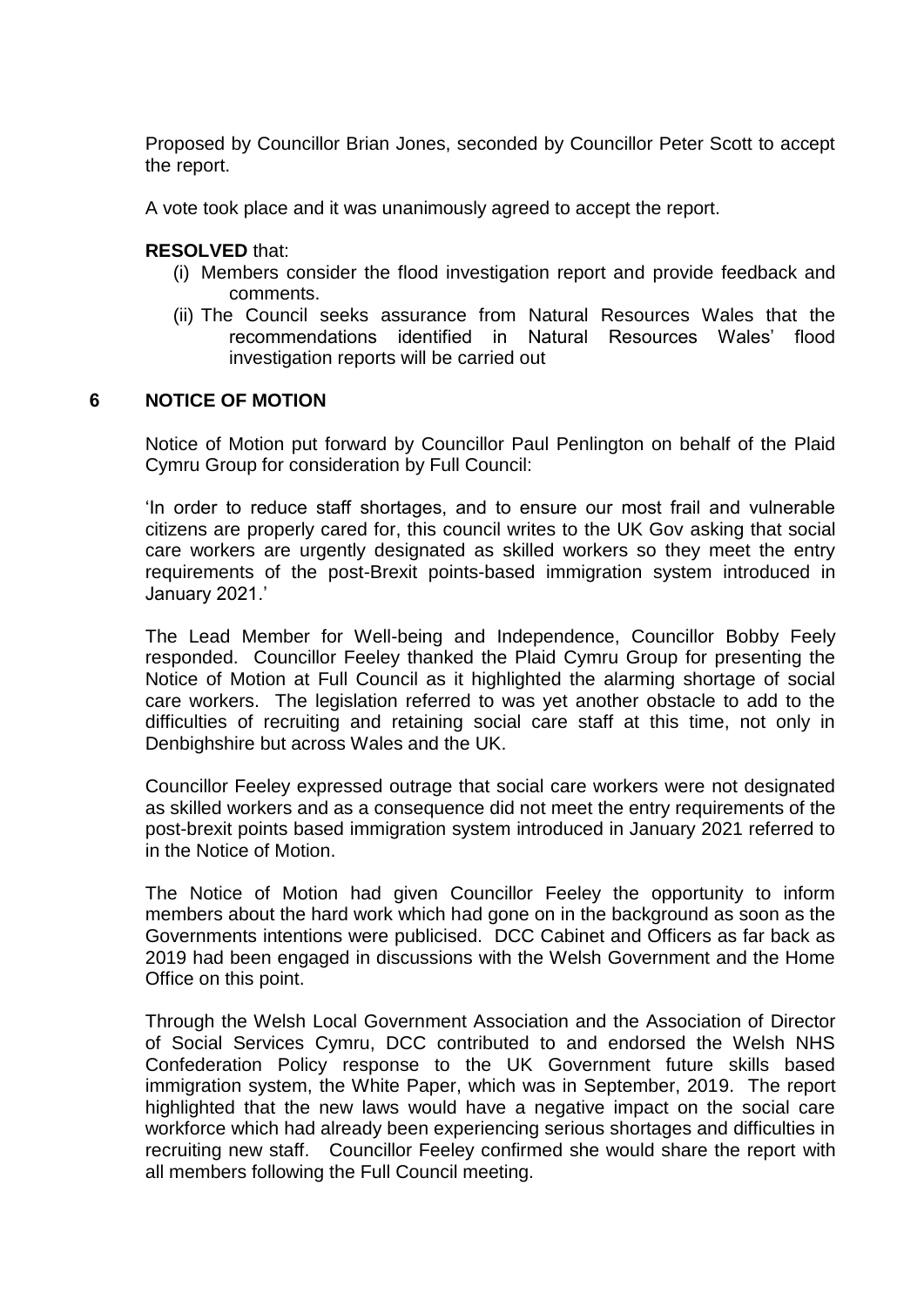Proposed by Councillor Brian Jones, seconded by Councillor Peter Scott to accept the report.

A vote took place and it was unanimously agreed to accept the report.

**RESOLVED** that:

- (i) Members consider the flood investigation report and provide feedback and comments.
- (ii) The Council seeks assurance from Natural Resources Wales that the recommendations identified in Natural Resources Wales' flood investigation reports will be carried out

## 6 NOTICE OF MOTION

Notice of Motion put forward by Councillor Paul Penlington on behalf of the Plaid Cymru Group for consideration by Full Council:

'In order to reduce staff shortages, and to ensure our most frail and vulnerable citizens are properly cared for, this council writes to the UK Gov asking that social care workers are urgently designated as skilled workers so they meet the entry requirements of the post-Brexit points-based immigration system introduced in January 2021.'

The Lead Member for Well-being and Independence, Councillor Bobby Feely responded. Councillor Feeley thanked the Plaid Cymru Group for presenting the Notice of Motion at Full Council as it highlighted the alarming shortage of social care workers. The legislation referred to was yet another obstacle to add to the difficulties of recruiting and retaining social care staff at this time, not only in Denbighshire but across Wales and the UK.

Councillor Feeley expressed outrage that social care workers were not designated as skilled workers and as a consequence did not meet the entry requirements of the post-brexit points based immigration system introduced in January 2021 referred to in the Notice of Motion.

The Notice of Motion had given Councillor Feeley the opportunity to inform members about the hard work which had gone on in the background as soon as the Governments intentions were publicised. DCC Cabinet and Officers as far back as 2019 had been engaged in discussions with the Welsh Government and the Home Office on this point.

Through the Welsh Local Government Association and the Association of Director of Social Services Cymru, DCC contributed to and endorsed the Welsh NHS Confederation Policy response to the UK Government future skills based immigration system, the White Paper, which was in September, 2019. The report highlighted that the new laws would have a negative impact on the social care workforce which had already been experiencing serious shortages and difficulties in recruiting new staff. Councillor Feeley confirmed she would share the report with all members following the Full Council meeting.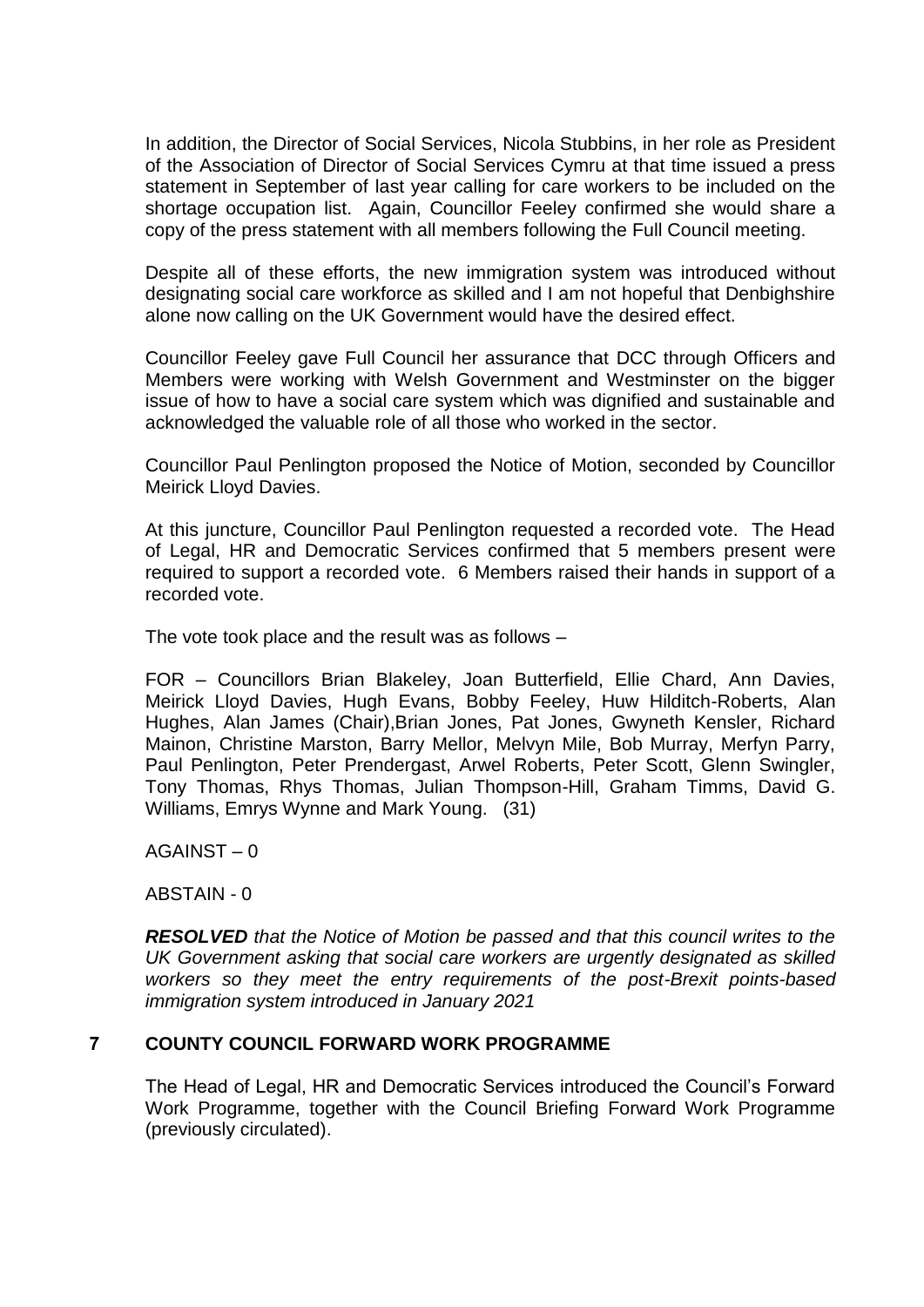In addition, the Director of Social Services, Nicola Stubbins, in her role as President of the Association of Director of Social Services Cymru at that time issued a press statement in September of last year calling for care workers to be included on the shortage occupation list. Again, Councillor Feeley confirmed she would share a copy of the press statement with all members following the Full Council meeting.

Despite all of these efforts, the new immigration system was introduced without designating social care workforce as skilled and I am not hopeful that Denbighshire alone now calling on the UK Government would have the desired effect.

Councillor Feeley gave Full Council her assurance that DCC through Officers and Members were working with Welsh Government and Westminster on the bigger issue of how to have a social care system which was dignified and sustainable and acknowledged the valuable role of all those who worked in the sector.

Councillor Paul Penlington proposed the Notice of Motion, seconded by Councillor Meirick Lloyd Davies.

At this juncture, Councillor Paul Penlington requested a recorded vote. The Head of Legal, HR and Democratic Services confirmed that 5 members present were required to support a recorded vote. 6 Members raised their hands in support of a recorded vote.

The vote took place and the result was as follows –

FOR – Councillors Brian Blakeley, Joan Butterfield, Ellie Chard, Ann Davies, Meirick Lloyd Davies, Hugh Evans, Bobby Feeley, Huw Hilditch-Roberts, Alan Hughes, Alan James (Chair),Brian Jones, Pat Jones, Gwyneth Kensler, Richard Mainon, Christine Marston, Barry Mellor, Melvyn Mile, Bob Murray, Merfyn Parry, Paul Penlington, Peter Prendergast, Arwel Roberts, Peter Scott, Glenn Swingler, Tony Thomas, Rhys Thomas, Julian Thompson-Hill, Graham Timms, David G. Williams, Emrys Wynne and Mark Young. (31)

AGAINST – 0

ABSTAIN - 0

***RESOLVED*** *that the Notice of Motion be passed and that this council writes to the UK Government asking that social care workers are urgently designated as skilled workers so they meet the entry requirements of the post-Brexit points-based immigration system introduced in January 2021*

## 7 COUNTY COUNCIL FORWARD WORK PROGRAMME

The Head of Legal, HR and Democratic Services introduced the Council's Forward Work Programme, together with the Council Briefing Forward Work Programme (previously circulated).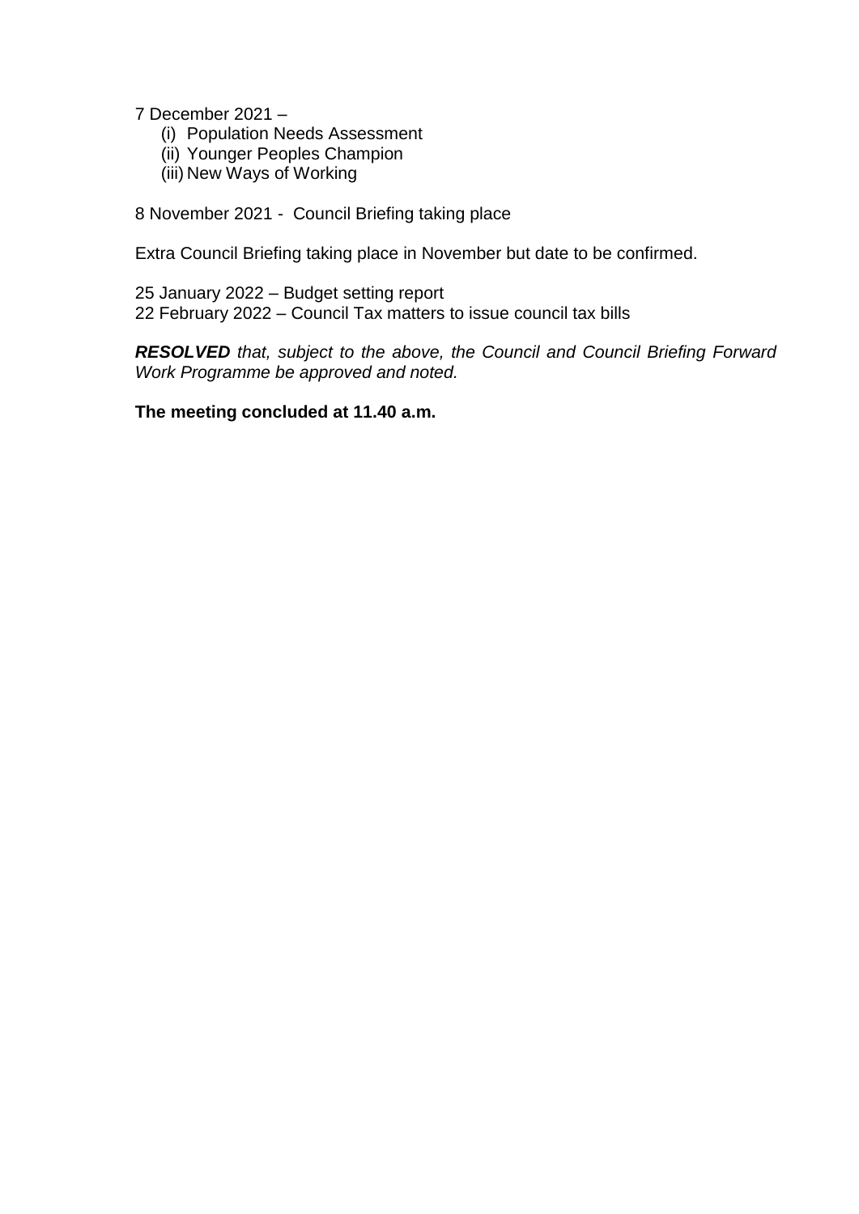7 December 2021 –

(i) Population Needs Assessment
(ii) Younger Peoples Champion
(iii) New Ways of Working

8 November 2021 - Council Briefing taking place

Extra Council Briefing taking place in November but date to be confirmed.

25 January 2022 – Budget setting report
22 February 2022 – Council Tax matters to issue council tax bills

***RESOLVED*** *that, subject to the above, the Council and Council Briefing Forward Work Programme be approved and noted.*

**The meeting concluded at 11.40 a.m.**